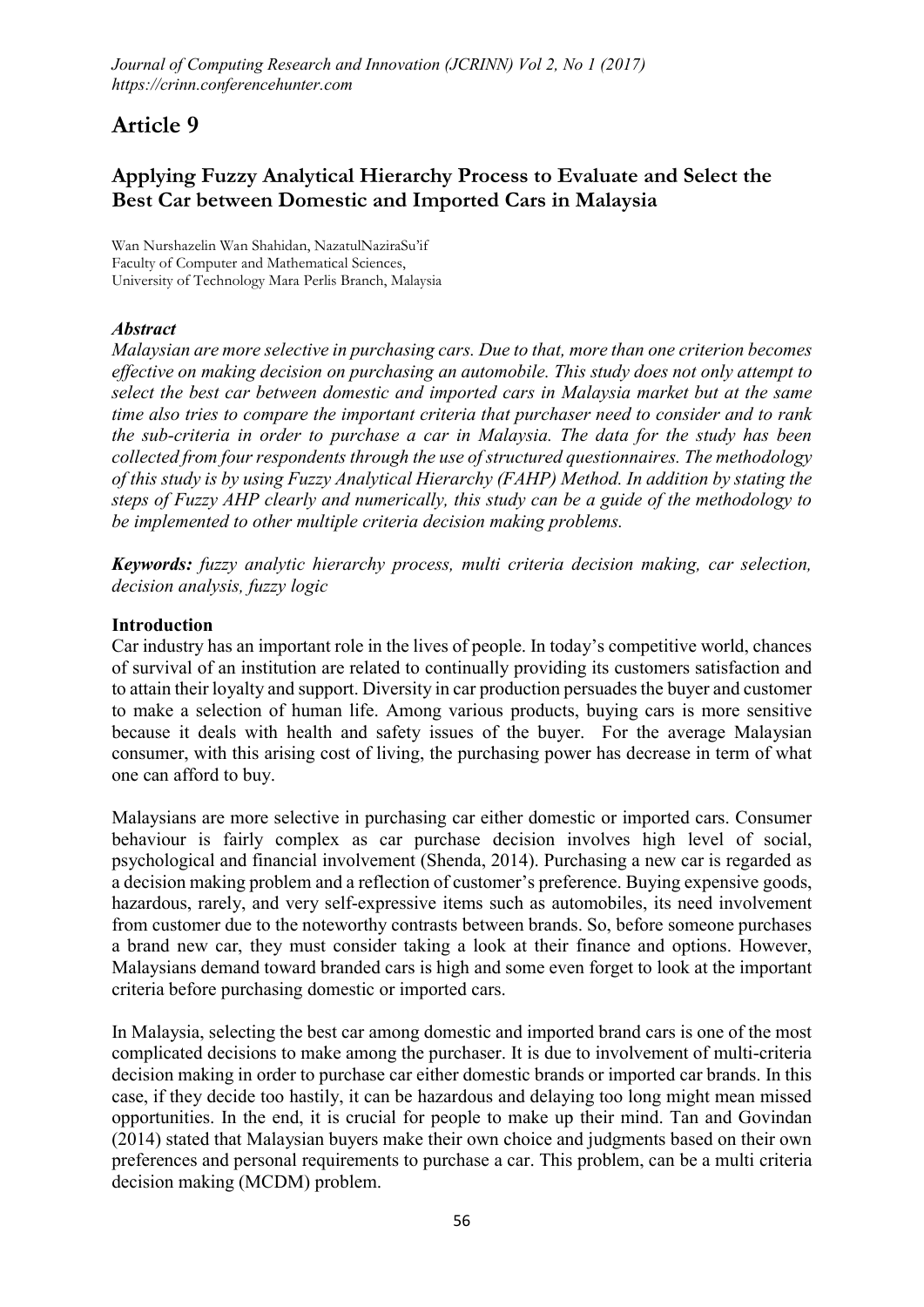# Article 9

## Applying Fuzzy Analytical Hierarchy Process to Evaluate and Select the Best Car between Domestic and Imported Cars in Malaysia

Wan Nurshazelin Wan Shahidan, NazatulNaziraSu'if
Faculty of Computer and Mathematical Sciences,
University of Technology Mara Perlis Branch, Malaysia

### *Abstract*

*Malaysian are more selective in purchasing cars. Due to that, more than one criterion becomes effective on making decision on purchasing an automobile. This study does not only attempt to select the best car between domestic and imported cars in Malaysia market but at the same time also tries to compare the important criteria that purchaser need to consider and to rank the sub-criteria in order to purchase a car in Malaysia. The data for the study has been collected from four respondents through the use of structured questionnaires. The methodology of this study is by using Fuzzy Analytical Hierarchy (FAHP) Method. In addition by stating the steps of Fuzzy AHP clearly and numerically, this study can be a guide of the methodology to be implemented to other multiple criteria decision making problems.*

***Keywords:*** *fuzzy analytic hierarchy process, multi criteria decision making, car selection, decision analysis, fuzzy logic*

### Introduction

Car industry has an important role in the lives of people. In today's competitive world, chances of survival of an institution are related to continually providing its customers satisfaction and to attain their loyalty and support. Diversity in car production persuades the buyer and customer to make a selection of human life. Among various products, buying cars is more sensitive because it deals with health and safety issues of the buyer. For the average Malaysian consumer, with this arising cost of living, the purchasing power has decrease in term of what one can afford to buy.

Malaysians are more selective in purchasing car either domestic or imported cars. Consumer behaviour is fairly complex as car purchase decision involves high level of social, psychological and financial involvement (Shenda, 2014). Purchasing a new car is regarded as a decision making problem and a reflection of customer's preference. Buying expensive goods, hazardous, rarely, and very self-expressive items such as automobiles, its need involvement from customer due to the noteworthy contrasts between brands. So, before someone purchases a brand new car, they must consider taking a look at their finance and options. However, Malaysians demand toward branded cars is high and some even forget to look at the important criteria before purchasing domestic or imported cars.

In Malaysia, selecting the best car among domestic and imported brand cars is one of the most complicated decisions to make among the purchaser. It is due to involvement of multi-criteria decision making in order to purchase car either domestic brands or imported car brands. In this case, if they decide too hastily, it can be hazardous and delaying too long might mean missed opportunities. In the end, it is crucial for people to make up their mind. Tan and Govindan (2014) stated that Malaysian buyers make their own choice and judgments based on their own preferences and personal requirements to purchase a car. This problem, can be a multi criteria decision making (MCDM) problem.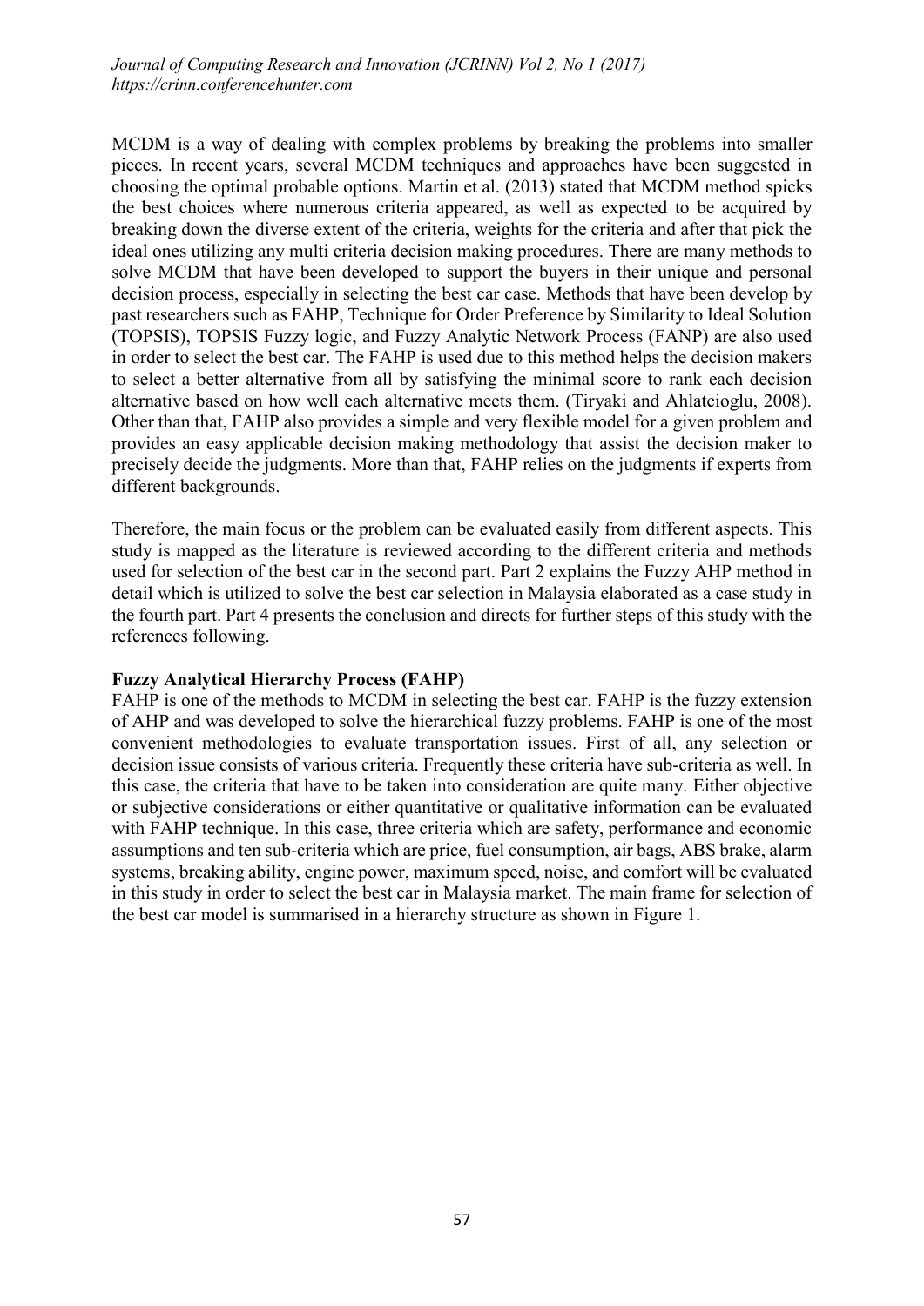MCDM is a way of dealing with complex problems by breaking the problems into smaller pieces. In recent years, several MCDM techniques and approaches have been suggested in choosing the optimal probable options. Martin et al. (2013) stated that MCDM method spicks the best choices where numerous criteria appeared, as well as expected to be acquired by breaking down the diverse extent of the criteria, weights for the criteria and after that pick the ideal ones utilizing any multi criteria decision making procedures. There are many methods to solve MCDM that have been developed to support the buyers in their unique and personal decision process, especially in selecting the best car case. Methods that have been develop by past researchers such as FAHP, Technique for Order Preference by Similarity to Ideal Solution (TOPSIS), TOPSIS Fuzzy logic, and Fuzzy Analytic Network Process (FANP) are also used in order to select the best car. The FAHP is used due to this method helps the decision makers to select a better alternative from all by satisfying the minimal score to rank each decision alternative based on how well each alternative meets them. (Tiryaki and Ahlatcioglu, 2008). Other than that, FAHP also provides a simple and very flexible model for a given problem and provides an easy applicable decision making methodology that assist the decision maker to precisely decide the judgments. More than that, FAHP relies on the judgments if experts from different backgrounds.

Therefore, the main focus or the problem can be evaluated easily from different aspects. This study is mapped as the literature is reviewed according to the different criteria and methods used for selection of the best car in the second part. Part 2 explains the Fuzzy AHP method in detail which is utilized to solve the best car selection in Malaysia elaborated as a case study in the fourth part. Part 4 presents the conclusion and directs for further steps of this study with the references following.

## Fuzzy Analytical Hierarchy Process (FAHP)

FAHP is one of the methods to MCDM in selecting the best car. FAHP is the fuzzy extension of AHP and was developed to solve the hierarchical fuzzy problems. FAHP is one of the most convenient methodologies to evaluate transportation issues. First of all, any selection or decision issue consists of various criteria. Frequently these criteria have sub-criteria as well. In this case, the criteria that have to be taken into consideration are quite many. Either objective or subjective considerations or either quantitative or qualitative information can be evaluated with FAHP technique. In this case, three criteria which are safety, performance and economic assumptions and ten sub-criteria which are price, fuel consumption, air bags, ABS brake, alarm systems, breaking ability, engine power, maximum speed, noise, and comfort will be evaluated in this study in order to select the best car in Malaysia market. The main frame for selection of the best car model is summarised in a hierarchy structure as shown in Figure 1.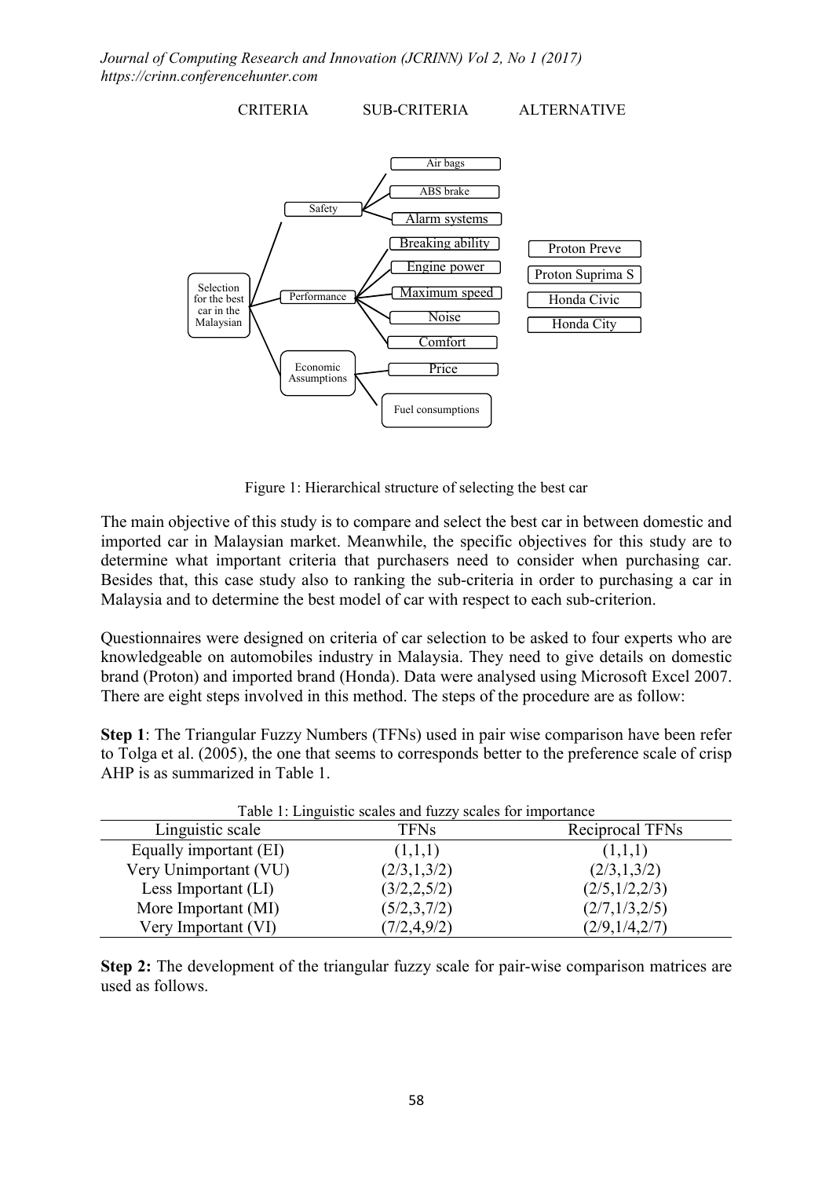CRITERIA SUB-CRITERIA ALTERNATIVE

Selection for the best car in the Malaysian

- Safety
  - Air bags
  - ABS brake
  - Alarm systems
- Performance
  - Breaking ability
  - Engine power
  - Maximum speed
  - Noise
  - Comfort
- Economic Assumptions
  - Price
  - Fuel consumptions

Alternatives: Proton Preve, Proton Suprima S, Honda Civic, Honda City

Figure 1: Hierarchical structure of selecting the best car

The main objective of this study is to compare and select the best car in between domestic and imported car in Malaysian market. Meanwhile, the specific objectives for this study are to determine what important criteria that purchasers need to consider when purchasing car. Besides that, this case study also to ranking the sub-criteria in order to purchasing a car in Malaysia and to determine the best model of car with respect to each sub-criterion.

Questionnaires were designed on criteria of car selection to be asked to four experts who are knowledgeable on automobiles industry in Malaysia. They need to give details on domestic brand (Proton) and imported brand (Honda). Data were analysed using Microsoft Excel 2007. There are eight steps involved in this method. The steps of the procedure are as follow:

**Step 1**: The Triangular Fuzzy Numbers (TFNs) used in pair wise comparison have been refer to Tolga et al. (2005), the one that seems to corresponds better to the preference scale of crisp AHP is as summarized in Table 1.

Table 1: Linguistic scales and fuzzy scales for importance

| Linguistic scale | TFNs | Reciprocal TFNs |
|---|---|---|
| Equally important (EI) | (1,1,1) | (1,1,1) |
| Very Unimportant (VU) | (2/3,1,3/2) | (2/3,1,3/2) |
| Less Important (LI) | (3/2,2,5/2) | (2/5,1/2,2/3) |
| More Important (MI) | (5/2,3,7/2) | (2/7,1/3,2/5) |
| Very Important (VI) | (7/2,4,9/2) | (2/9,1/4,2/7) |

**Step 2:** The development of the triangular fuzzy scale for pair-wise comparison matrices are used as follows.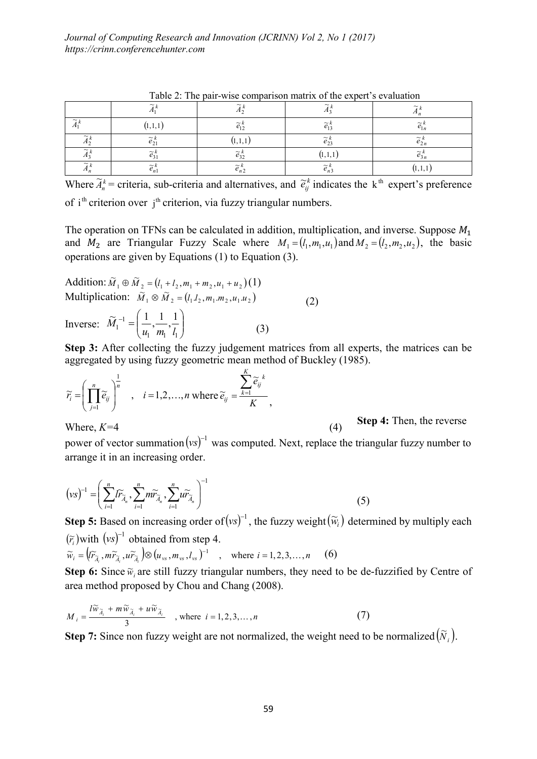Table 2: The pair-wise comparison matrix of the expert's evaluation

| | $\widetilde{A}_1^k$ | $\widetilde{A}_2^k$ | $\widetilde{A}_3^k$ | $\widetilde{A}_n^k$ |
|---|---|---|---|---|
| $\widetilde{A}_1^k$ | $(1,1,1)$ | $\widetilde{e}_{12}^k$ | $\widetilde{e}_{13}^k$ | $\widetilde{e}_{1n}^k$ |
| $\widetilde{A}_2^k$ | $\widetilde{e}_{21}^k$ | $(1,1,1)$ | $\widetilde{e}_{23}^k$ | $\widetilde{e}_{2n}^k$ |
| $\widetilde{A}_3^k$ | $\widetilde{e}_{31}^k$ | $\widetilde{e}_{32}^k$ | $(1,1,1)$ | $\widetilde{e}_{3n}^k$ |
| $\widetilde{A}_n^k$ | $\widetilde{e}_{n1}^k$ | $\widetilde{e}_{n2}^k$ | $\widetilde{e}_{n3}^k$ | $(1,1,1)$ |

Where $\widetilde{A}_n^k$ = criteria, sub-criteria and alternatives, and $\widetilde{e}_{ij}^k$ indicates the $\text{k}^{\text{th}}$ expert's preference of $\text{i}^{\text{th}}$ criterion over $\text{j}^{\text{th}}$ criterion, via fuzzy triangular numbers.

The operation on TFNs can be calculated in addition, multiplication, and inverse. Suppose $M_1$ and $M_2$ are Triangular Fuzzy Scale where $M_1 = (l_1, m_1, u_1)$ and $M_2 = (l_2, m_2, u_2)$, the basic operations are given by Equations (1) to Equation (3).

Addition: $\widetilde{M}_1 \oplus \widetilde{M}_2 = (l_1 + l_2, m_1 + m_2, u_1 + u_2)$ (1)

Multiplication: $\widetilde{M}_1 \otimes \widetilde{M}_2 = (l_1.l_2, m_1.m_2, u_1.u_2)$ (2)

Inverse: $\widetilde{M}_1^{-1} = \left(\frac{1}{u_1}, \frac{1}{m_1}, \frac{1}{l_1}\right)$ (3)

**Step 3:** After collecting the fuzzy judgement matrices from all experts, the matrices can be aggregated by using fuzzy geometric mean method of Buckley (1985).

$$\widetilde{r}_i = \left(\prod_{j=1}^{n} \widetilde{e}_{ij}\right)^{\frac{1}{n}} \quad , \quad i = 1,2,\ldots,n \text{ where } \widetilde{e}_{ij} = \frac{\sum_{k=1}^{K} \widetilde{e}_{ij}^{\,k}}{K},$$

Where, $K$=4 (4)

**Step 4:** Then, the reverse power of vector summation $(vs)^{-1}$ was computed. Next, replace the triangular fuzzy number to arrange it in an increasing order.

$$(vs)^{-1} = \left(\sum_{i=1}^{n} l\widetilde{r}_{\widetilde{A}_n}, \sum_{i=1}^{n} m\widetilde{r}_{\widetilde{A}_n}, \sum_{i=1}^{n} u\widetilde{r}_{\widetilde{A}_n}\right)^{-1} \quad (5)$$

**Step 5:** Based on increasing order of $(vs)^{-1}$, the fuzzy weight $(\widetilde{w}_i)$ determined by multiply each $(\widetilde{r}_i)$ with $(vs)^{-1}$ obtained from step 4.

$$\widetilde{w}_i = \left(l\widetilde{r}_{\widetilde{A}_i}, m\widetilde{r}_{\widetilde{A}_i}, u\widetilde{r}_{\widetilde{A}_i}\right) \otimes (u_{vs}, m_{vs}, l_{vs})^{-1} \quad , \quad \text{where } i = 1,2,3,\ldots,n \quad (6)$$

**Step 6:** Since $\widetilde{w}_i$ are still fuzzy triangular numbers, they need to be de-fuzzified by Centre of area method proposed by Chou and Chang (2008).

$$M_i = \frac{l\widetilde{w}_{\widetilde{A}_i} + m\widetilde{w}_{\widetilde{A}_i} + u\widetilde{w}_{\widetilde{A}_i}}{3} \quad , \text{where } i = 1,2,3,\ldots,n \quad (7)$$

**Step 7:** Since non fuzzy weight are not normalized, the weight need to be normalized $(\widetilde{N}_i)$.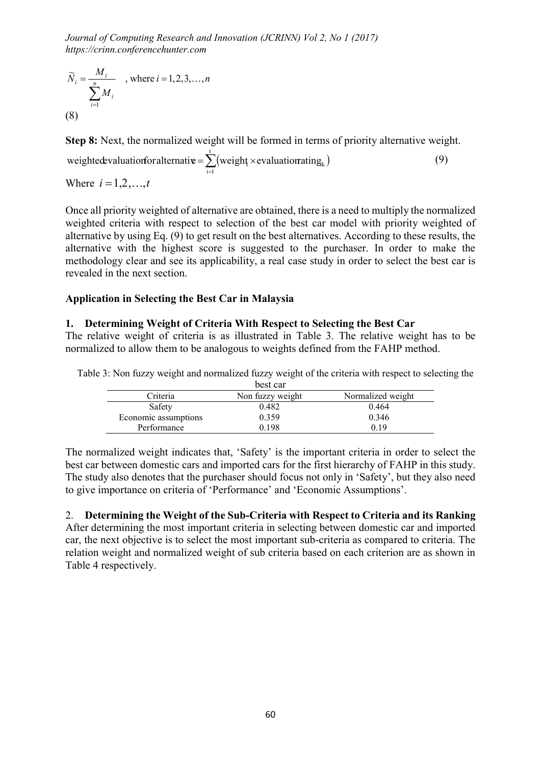$$\widetilde{N}_i = \frac{M_i}{\sum_{i=1}^{n} M_i} \quad \text{, where } i = 1, 2, 3, \ldots, n$$

(8)

**Step 8:** Next, the normalized weight will be formed in terms of priority alternative weight.

$$\text{weighted evaluation for alternative} = \sum_{i=1}^{t} \left( \text{weight}_i \times \text{evaluation rating}_{ik} \right) \tag{9}$$

Where $i = 1, 2, \ldots, t$

Once all priority weighted of alternative are obtained, there is a need to multiply the normalized weighted criteria with respect to selection of the best car model with priority weighted of alternative by using Eq. (9) to get result on the best alternatives. According to these results, the alternative with the highest score is suggested to the purchaser. In order to make the methodology clear and see its applicability, a real case study in order to select the best car is revealed in the next section.

## Application in Selecting the Best Car in Malaysia

### 1. Determining Weight of Criteria With Respect to Selecting the Best Car

The relative weight of criteria is as illustrated in Table 3. The relative weight has to be normalized to allow them to be analogous to weights defined from the FAHP method.

Table 3: Non fuzzy weight and normalized fuzzy weight of the criteria with respect to selecting the best car

| Criteria | Non fuzzy weight | Normalized weight |
| --- | --- | --- |
| Safety | 0.482 | 0.464 |
| Economic assumptions | 0.359 | 0.346 |
| Performance | 0.198 | 0.19 |

The normalized weight indicates that, 'Safety' is the important criteria in order to select the best car between domestic cars and imported cars for the first hierarchy of FAHP in this study. The study also denotes that the purchaser should focus not only in 'Safety', but they also need to give importance on criteria of 'Performance' and 'Economic Assumptions'.

### 2. Determining the Weight of the Sub-Criteria with Respect to Criteria and its Ranking

After determining the most important criteria in selecting between domestic car and imported car, the next objective is to select the most important sub-criteria as compared to criteria. The relation weight and normalized weight of sub criteria based on each criterion are as shown in Table 4 respectively.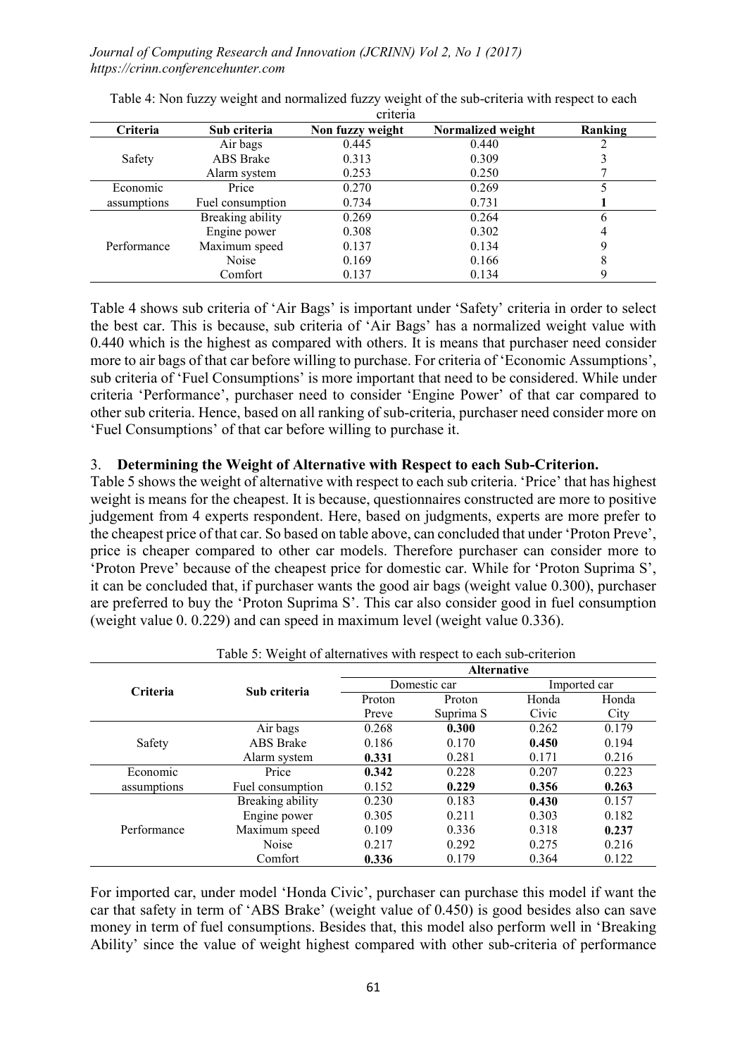Table 4: Non fuzzy weight and normalized fuzzy weight of the sub-criteria with respect to each criteria

| Criteria | Sub criteria | Non fuzzy weight | Normalized weight | Ranking |
|---|---|---|---|---|
| Safety | Air bags | 0.445 | 0.440 | 2 |
| | ABS Brake | 0.313 | 0.309 | 3 |
| | Alarm system | 0.253 | 0.250 | 7 |
| Economic assumptions | Price | 0.270 | 0.269 | 5 |
| | Fuel consumption | 0.734 | 0.731 | **1** |
| Performance | Breaking ability | 0.269 | 0.264 | 6 |
| | Engine power | 0.308 | 0.302 | 4 |
| | Maximum speed | 0.137 | 0.134 | 9 |
| | Noise | 0.169 | 0.166 | 8 |
| | Comfort | 0.137 | 0.134 | 9 |

Table 4 shows sub criteria of 'Air Bags' is important under 'Safety' criteria in order to select the best car. This is because, sub criteria of 'Air Bags' has a normalized weight value with 0.440 which is the highest as compared with others. It is means that purchaser need consider more to air bags of that car before willing to purchase. For criteria of 'Economic Assumptions', sub criteria of 'Fuel Consumptions' is more important that need to be considered. While under criteria 'Performance', purchaser need to consider 'Engine Power' of that car compared to other sub criteria. Hence, based on all ranking of sub-criteria, purchaser need consider more on 'Fuel Consumptions' of that car before willing to purchase it.

3. **Determining the Weight of Alternative with Respect to each Sub-Criterion.**

Table 5 shows the weight of alternative with respect to each sub criteria. 'Price' that has highest weight is means for the cheapest. It is because, questionnaires constructed are more to positive judgement from 4 experts respondent. Here, based on judgments, experts are more prefer to the cheapest price of that car. So based on table above, can concluded that under 'Proton Preve', price is cheaper compared to other car models. Therefore purchaser can consider more to 'Proton Preve' because of the cheapest price for domestic car. While for 'Proton Suprima S', it can be concluded that, if purchaser wants the good air bags (weight value 0.300), purchaser are preferred to buy the 'Proton Suprima S'. This car also consider good in fuel consumption (weight value 0. 0.229) and can speed in maximum level (weight value 0.336).

Table 5: Weight of alternatives with respect to each sub-criterion

| Criteria | Sub criteria | Alternative | | | |
|---|---|---|---|---|---|
| | | Domestic car | | Imported car | |
| | | Proton Preve | Proton Suprima S | Honda Civic | Honda City |
| Safety | Air bags | 0.268 | **0.300** | 0.262 | 0.179 |
| | ABS Brake | 0.186 | 0.170 | **0.450** | 0.194 |
| | Alarm system | **0.331** | 0.281 | 0.171 | 0.216 |
| Economic assumptions | Price | **0.342** | 0.228 | 0.207 | 0.223 |
| | Fuel consumption | 0.152 | **0.229** | 0.356 | **0.263** |
| Performance | Breaking ability | 0.230 | 0.183 | **0.430** | 0.157 |
| | Engine power | 0.305 | 0.211 | 0.303 | 0.182 |
| | Maximum speed | 0.109 | 0.336 | 0.318 | **0.237** |
| | Noise | 0.217 | 0.292 | 0.275 | 0.216 |
| | Comfort | **0.336** | 0.179 | 0.364 | 0.122 |

For imported car, under model 'Honda Civic', purchaser can purchase this model if want the car that safety in term of 'ABS Brake' (weight value of 0.450) is good besides also can save money in term of fuel consumptions. Besides that, this model also perform well in 'Breaking Ability' since the value of weight highest compared with other sub-criteria of performance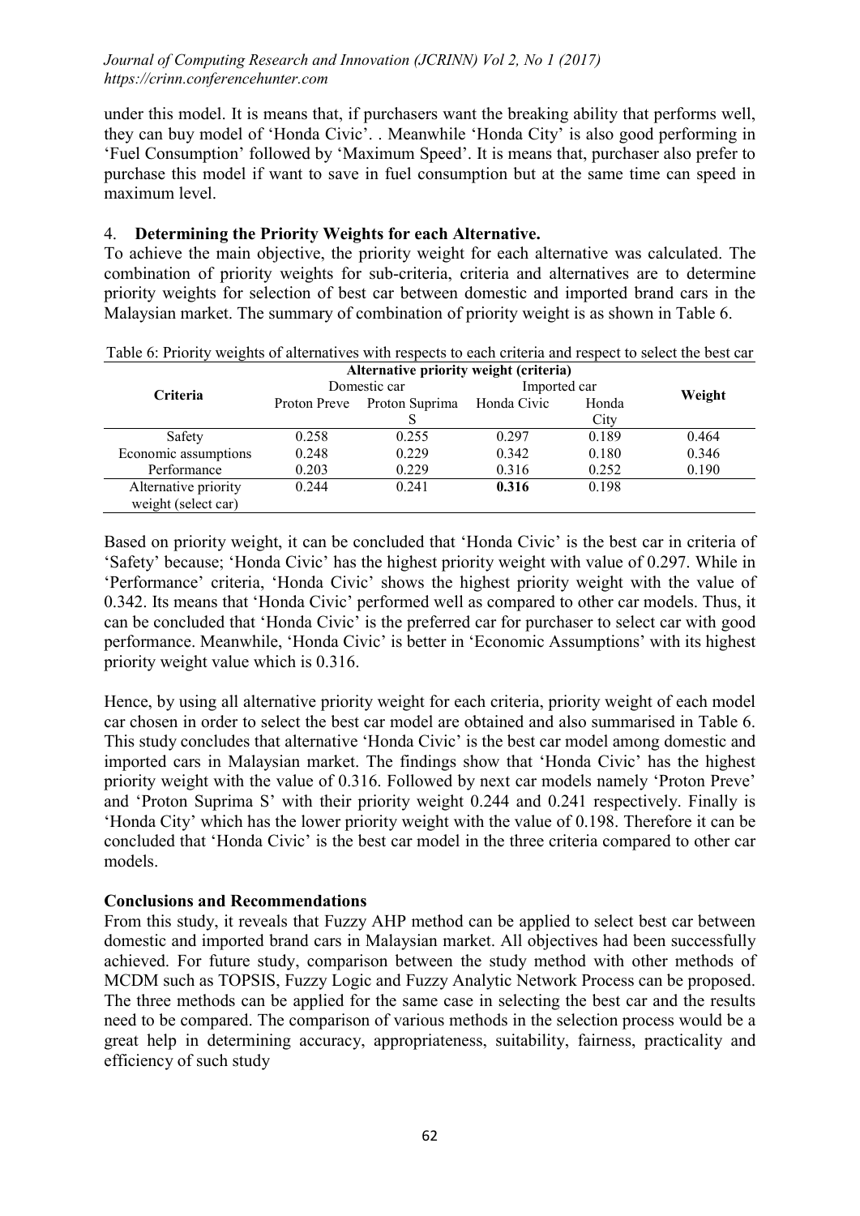under this model. It is means that, if purchasers want the breaking ability that performs well, they can buy model of 'Honda Civic'. . Meanwhile 'Honda City' is also good performing in 'Fuel Consumption' followed by 'Maximum Speed'. It is means that, purchaser also prefer to purchase this model if want to save in fuel consumption but at the same time can speed in maximum level.

4. **Determining the Priority Weights for each Alternative.**

To achieve the main objective, the priority weight for each alternative was calculated. The combination of priority weights for sub-criteria, criteria and alternatives are to determine priority weights for selection of best car between domestic and imported brand cars in the Malaysian market. The summary of combination of priority weight is as shown in Table 6.

Table 6: Priority weights of alternatives with respects to each criteria and respect to select the best car

| Criteria | **Alternative priority weight (criteria)** | | | | Weight |
|---|---|---|---|---|---|
| | Domestic car | | Imported car | | |
| | Proton Preve | Proton Suprima S | Honda Civic | Honda City | |
| Safety | 0.258 | 0.255 | 0.297 | 0.189 | 0.464 |
| Economic assumptions | 0.248 | 0.229 | 0.342 | 0.180 | 0.346 |
| Performance | 0.203 | 0.229 | 0.316 | 0.252 | 0.190 |
| Alternative priority weight (select car) | 0.244 | 0.241 | **0.316** | 0.198 | |

Based on priority weight, it can be concluded that 'Honda Civic' is the best car in criteria of 'Safety' because; 'Honda Civic' has the highest priority weight with value of 0.297. While in 'Performance' criteria, 'Honda Civic' shows the highest priority weight with the value of 0.342. Its means that 'Honda Civic' performed well as compared to other car models. Thus, it can be concluded that 'Honda Civic' is the preferred car for purchaser to select car with good performance. Meanwhile, 'Honda Civic' is better in 'Economic Assumptions' with its highest priority weight value which is 0.316.

Hence, by using all alternative priority weight for each criteria, priority weight of each model car chosen in order to select the best car model are obtained and also summarised in Table 6. This study concludes that alternative 'Honda Civic' is the best car model among domestic and imported cars in Malaysian market. The findings show that 'Honda Civic' has the highest priority weight with the value of 0.316. Followed by next car models namely 'Proton Preve' and 'Proton Suprima S' with their priority weight 0.244 and 0.241 respectively. Finally is 'Honda City' which has the lower priority weight with the value of 0.198. Therefore it can be concluded that 'Honda Civic' is the best car model in the three criteria compared to other car models.

**Conclusions and Recommendations**

From this study, it reveals that Fuzzy AHP method can be applied to select best car between domestic and imported brand cars in Malaysian market. All objectives had been successfully achieved. For future study, comparison between the study method with other methods of MCDM such as TOPSIS, Fuzzy Logic and Fuzzy Analytic Network Process can be proposed. The three methods can be applied for the same case in selecting the best car and the results need to be compared. The comparison of various methods in the selection process would be a great help in determining accuracy, appropriateness, suitability, fairness, practicality and efficiency of such study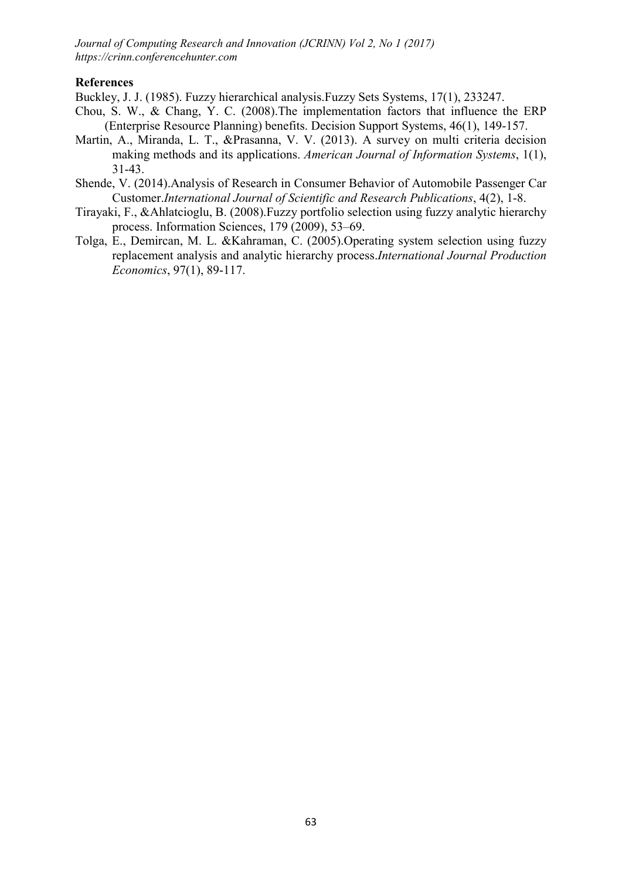## References

Buckley, J. J. (1985). Fuzzy hierarchical analysis.Fuzzy Sets Systems, 17(1), 233247.

Chou, S. W., & Chang, Y. C. (2008).The implementation factors that influence the ERP (Enterprise Resource Planning) benefits. Decision Support Systems, 46(1), 149-157.

Martin, A., Miranda, L. T., &Prasanna, V. V. (2013). A survey on multi criteria decision making methods and its applications. *American Journal of Information Systems*, 1(1), 31-43.

Shende, V. (2014).Analysis of Research in Consumer Behavior of Automobile Passenger Car Customer.*International Journal of Scientific and Research Publications*, 4(2), 1-8.

Tirayaki, F., &Ahlatcioglu, B. (2008).Fuzzy portfolio selection using fuzzy analytic hierarchy process. Information Sciences, 179 (2009), 53–69.

Tolga, E., Demircan, M. L. &Kahraman, C. (2005).Operating system selection using fuzzy replacement analysis and analytic hierarchy process.*International Journal Production Economics*, 97(1), 89-117.